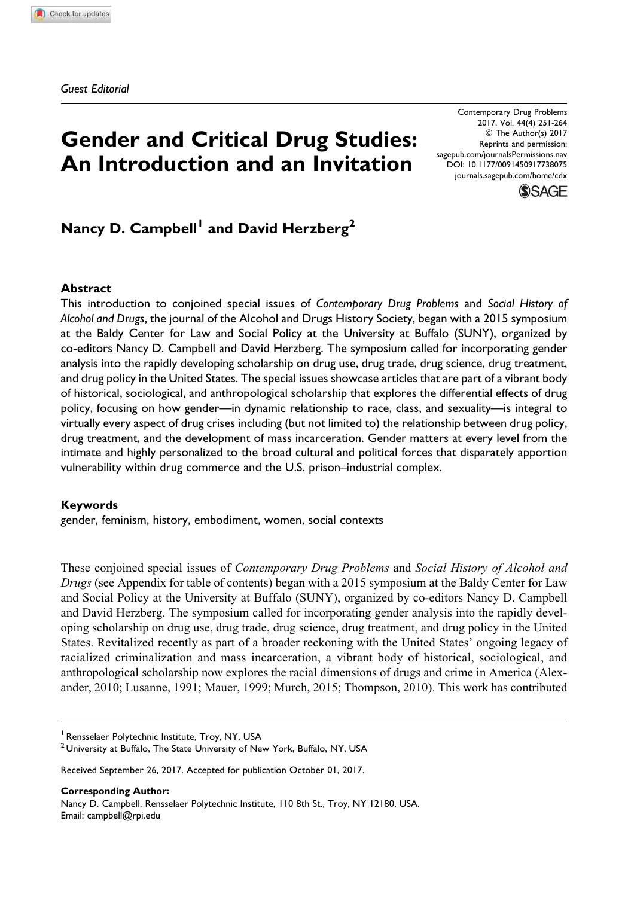*Guest Editorial*

# Gender and Critical Drug Studies: An Introduction and an Invitation

**Nancy D. Campbell[1] and David Herzberg[2]**

### Abstract

This introduction to conjoined special issues of *Contemporary Drug Problems* and *Social History of Alcohol and Drugs*, the journal of the Alcohol and Drugs History Society, began with a 2015 symposium at the Baldy Center for Law and Social Policy at the University at Buffalo (SUNY), organized by co-editors Nancy D. Campbell and David Herzberg. The symposium called for incorporating gender analysis into the rapidly developing scholarship on drug use, drug trade, drug science, drug treatment, and drug policy in the United States. The special issues showcase articles that are part of a vibrant body of historical, sociological, and anthropological scholarship that explores the differential effects of drug policy, focusing on how gender—in dynamic relationship to race, class, and sexuality—is integral to virtually every aspect of drug crises including (but not limited to) the relationship between drug policy, drug treatment, and the development of mass incarceration. Gender matters at every level from the intimate and highly personalized to the broad cultural and political forces that disparately apportion vulnerability within drug commerce and the U.S. prison–industrial complex.

### Keywords

gender, feminism, history, embodiment, women, social contexts

These conjoined special issues of *Contemporary Drug Problems* and *Social History of Alcohol and Drugs* (see Appendix for table of contents) began with a 2015 symposium at the Baldy Center for Law and Social Policy at the University at Buffalo (SUNY), organized by co-editors Nancy D. Campbell and David Herzberg. The symposium called for incorporating gender analysis into the rapidly developing scholarship on drug use, drug trade, drug science, drug treatment, and drug policy in the United States. Revitalized recently as part of a broader reckoning with the United States' ongoing legacy of racialized criminalization and mass incarceration, a vibrant body of historical, sociological, and anthropological scholarship now explores the racial dimensions of drugs and crime in America (Alexander, 2010; Lusanne, 1991; Mauer, 1999; Murch, 2015; Thompson, 2010). This work has contributed

[1] Rensselaer Polytechnic Institute, Troy, NY, USA
[2] University at Buffalo, The State University of New York, Buffalo, NY, USA

Received September 26, 2017. Accepted for publication October 01, 2017.

**Corresponding Author:**
Nancy D. Campbell, Rensselaer Polytechnic Institute, 110 8th St., Troy, NY 12180, USA.
Email: campbell@rpi.edu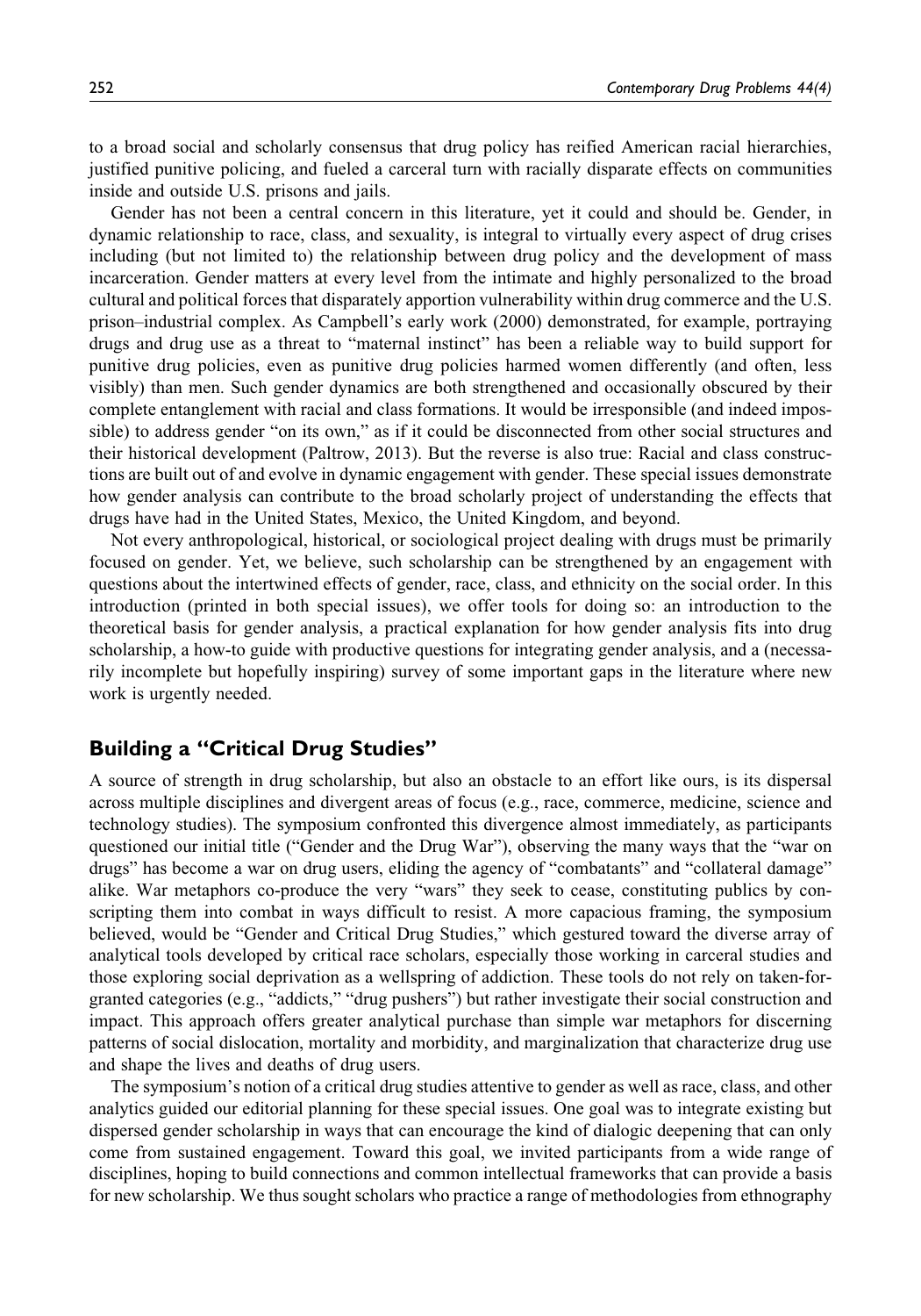to a broad social and scholarly consensus that drug policy has reified American racial hierarchies, justified punitive policing, and fueled a carceral turn with racially disparate effects on communities inside and outside U.S. prisons and jails.

Gender has not been a central concern in this literature, yet it could and should be. Gender, in dynamic relationship to race, class, and sexuality, is integral to virtually every aspect of drug crises including (but not limited to) the relationship between drug policy and the development of mass incarceration. Gender matters at every level from the intimate and highly personalized to the broad cultural and political forces that disparately apportion vulnerability within drug commerce and the U.S. prison–industrial complex. As Campbell's early work (2000) demonstrated, for example, portraying drugs and drug use as a threat to "maternal instinct" has been a reliable way to build support for punitive drug policies, even as punitive drug policies harmed women differently (and often, less visibly) than men. Such gender dynamics are both strengthened and occasionally obscured by their complete entanglement with racial and class formations. It would be irresponsible (and indeed impossible) to address gender "on its own," as if it could be disconnected from other social structures and their historical development (Paltrow, 2013). But the reverse is also true: Racial and class constructions are built out of and evolve in dynamic engagement with gender. These special issues demonstrate how gender analysis can contribute to the broad scholarly project of understanding the effects that drugs have had in the United States, Mexico, the United Kingdom, and beyond.

Not every anthropological, historical, or sociological project dealing with drugs must be primarily focused on gender. Yet, we believe, such scholarship can be strengthened by an engagement with questions about the intertwined effects of gender, race, class, and ethnicity on the social order. In this introduction (printed in both special issues), we offer tools for doing so: an introduction to the theoretical basis for gender analysis, a practical explanation for how gender analysis fits into drug scholarship, a how-to guide with productive questions for integrating gender analysis, and a (necessarily incomplete but hopefully inspiring) survey of some important gaps in the literature where new work is urgently needed.

## Building a "Critical Drug Studies"

A source of strength in drug scholarship, but also an obstacle to an effort like ours, is its dispersal across multiple disciplines and divergent areas of focus (e.g., race, commerce, medicine, science and technology studies). The symposium confronted this divergence almost immediately, as participants questioned our initial title ("Gender and the Drug War"), observing the many ways that the "war on drugs" has become a war on drug users, eliding the agency of "combatants" and "collateral damage" alike. War metaphors co-produce the very "wars" they seek to cease, constituting publics by conscripting them into combat in ways difficult to resist. A more capacious framing, the symposium believed, would be "Gender and Critical Drug Studies," which gestured toward the diverse array of analytical tools developed by critical race scholars, especially those working in carceral studies and those exploring social deprivation as a wellspring of addiction. These tools do not rely on taken-for-granted categories (e.g., "addicts," "drug pushers") but rather investigate their social construction and impact. This approach offers greater analytical purchase than simple war metaphors for discerning patterns of social dislocation, mortality and morbidity, and marginalization that characterize drug use and shape the lives and deaths of drug users.

The symposium's notion of a critical drug studies attentive to gender as well as race, class, and other analytics guided our editorial planning for these special issues. One goal was to integrate existing but dispersed gender scholarship in ways that can encourage the kind of dialogic deepening that can only come from sustained engagement. Toward this goal, we invited participants from a wide range of disciplines, hoping to build connections and common intellectual frameworks that can provide a basis for new scholarship. We thus sought scholars who practice a range of methodologies from ethnography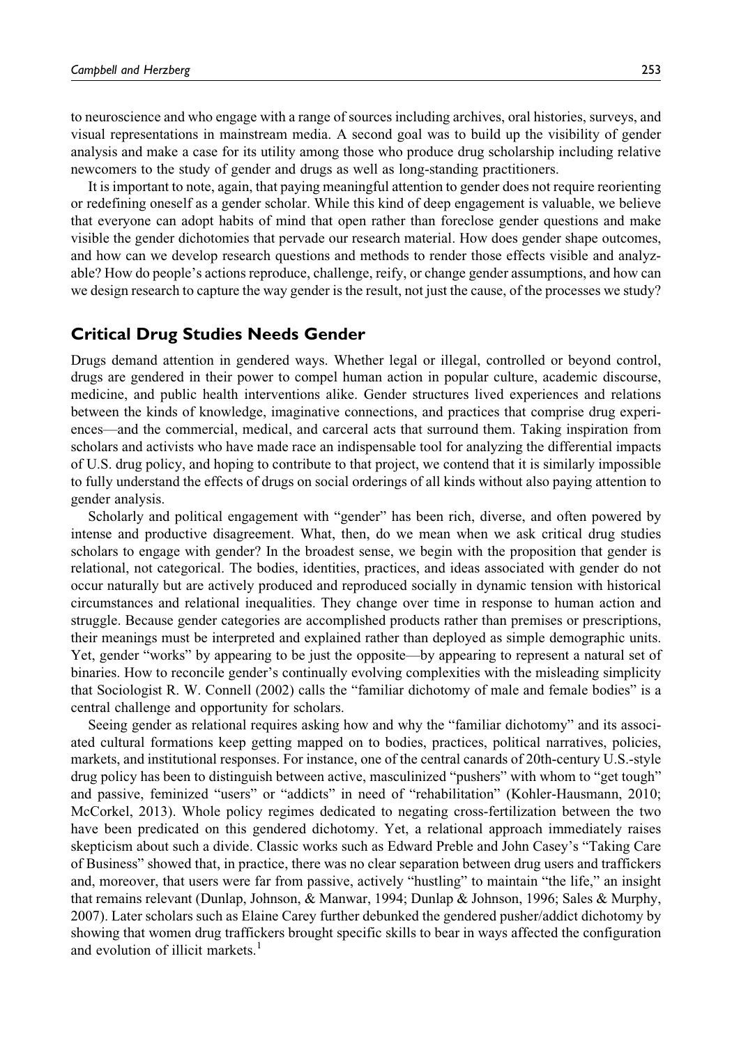to neuroscience and who engage with a range of sources including archives, oral histories, surveys, and visual representations in mainstream media. A second goal was to build up the visibility of gender analysis and make a case for its utility among those who produce drug scholarship including relative newcomers to the study of gender and drugs as well as long-standing practitioners.

It is important to note, again, that paying meaningful attention to gender does not require reorienting or redefining oneself as a gender scholar. While this kind of deep engagement is valuable, we believe that everyone can adopt habits of mind that open rather than foreclose gender questions and make visible the gender dichotomies that pervade our research material. How does gender shape outcomes, and how can we develop research questions and methods to render those effects visible and analyzable? How do people's actions reproduce, challenge, reify, or change gender assumptions, and how can we design research to capture the way gender is the result, not just the cause, of the processes we study?

## Critical Drug Studies Needs Gender

Drugs demand attention in gendered ways. Whether legal or illegal, controlled or beyond control, drugs are gendered in their power to compel human action in popular culture, academic discourse, medicine, and public health interventions alike. Gender structures lived experiences and relations between the kinds of knowledge, imaginative connections, and practices that comprise drug experiences—and the commercial, medical, and carceral acts that surround them. Taking inspiration from scholars and activists who have made race an indispensable tool for analyzing the differential impacts of U.S. drug policy, and hoping to contribute to that project, we contend that it is similarly impossible to fully understand the effects of drugs on social orderings of all kinds without also paying attention to gender analysis.

Scholarly and political engagement with "gender" has been rich, diverse, and often powered by intense and productive disagreement. What, then, do we mean when we ask critical drug studies scholars to engage with gender? In the broadest sense, we begin with the proposition that gender is relational, not categorical. The bodies, identities, practices, and ideas associated with gender do not occur naturally but are actively produced and reproduced socially in dynamic tension with historical circumstances and relational inequalities. They change over time in response to human action and struggle. Because gender categories are accomplished products rather than premises or prescriptions, their meanings must be interpreted and explained rather than deployed as simple demographic units. Yet, gender "works" by appearing to be just the opposite—by appearing to represent a natural set of binaries. How to reconcile gender's continually evolving complexities with the misleading simplicity that Sociologist R. W. Connell (2002) calls the "familiar dichotomy of male and female bodies" is a central challenge and opportunity for scholars.

Seeing gender as relational requires asking how and why the "familiar dichotomy" and its associated cultural formations keep getting mapped on to bodies, practices, political narratives, policies, markets, and institutional responses. For instance, one of the central canards of 20th-century U.S.-style drug policy has been to distinguish between active, masculinized "pushers" with whom to "get tough" and passive, feminized "users" or "addicts" in need of "rehabilitation" (Kohler-Hausmann, 2010; McCorkel, 2013). Whole policy regimes dedicated to negating cross-fertilization between the two have been predicated on this gendered dichotomy. Yet, a relational approach immediately raises skepticism about such a divide. Classic works such as Edward Preble and John Casey's "Taking Care of Business" showed that, in practice, there was no clear separation between drug users and traffickers and, moreover, that users were far from passive, actively "hustling" to maintain "the life," an insight that remains relevant (Dunlap, Johnson, & Manwar, 1994; Dunlap & Johnson, 1996; Sales & Murphy, 2007). Later scholars such as Elaine Carey further debunked the gendered pusher/addict dichotomy by showing that women drug traffickers brought specific skills to bear in ways affected the configuration and evolution of illicit markets.[1]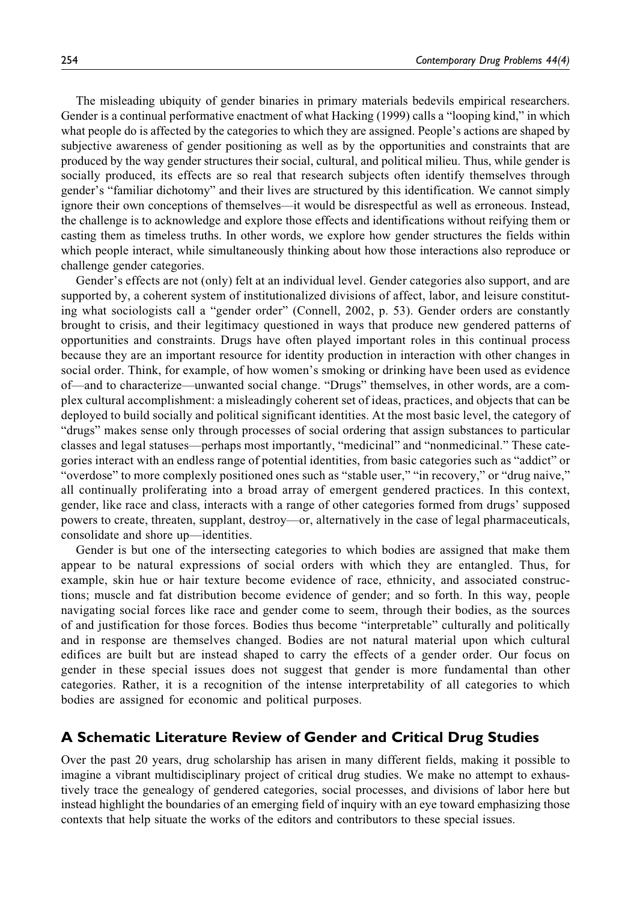The misleading ubiquity of gender binaries in primary materials bedevils empirical researchers. Gender is a continual performative enactment of what Hacking (1999) calls a "looping kind," in which what people do is affected by the categories to which they are assigned. People's actions are shaped by subjective awareness of gender positioning as well as by the opportunities and constraints that are produced by the way gender structures their social, cultural, and political milieu. Thus, while gender is socially produced, its effects are so real that research subjects often identify themselves through gender's "familiar dichotomy" and their lives are structured by this identification. We cannot simply ignore their own conceptions of themselves—it would be disrespectful as well as erroneous. Instead, the challenge is to acknowledge and explore those effects and identifications without reifying them or casting them as timeless truths. In other words, we explore how gender structures the fields within which people interact, while simultaneously thinking about how those interactions also reproduce or challenge gender categories.

Gender's effects are not (only) felt at an individual level. Gender categories also support, and are supported by, a coherent system of institutionalized divisions of affect, labor, and leisure constituting what sociologists call a "gender order" (Connell, 2002, p. 53). Gender orders are constantly brought to crisis, and their legitimacy questioned in ways that produce new gendered patterns of opportunities and constraints. Drugs have often played important roles in this continual process because they are an important resource for identity production in interaction with other changes in social order. Think, for example, of how women's smoking or drinking have been used as evidence of—and to characterize—unwanted social change. "Drugs" themselves, in other words, are a complex cultural accomplishment: a misleadingly coherent set of ideas, practices, and objects that can be deployed to build socially and political significant identities. At the most basic level, the category of "drugs" makes sense only through processes of social ordering that assign substances to particular classes and legal statuses—perhaps most importantly, "medicinal" and "nonmedicinal." These categories interact with an endless range of potential identities, from basic categories such as "addict" or "overdose" to more complexly positioned ones such as "stable user," "in recovery," or "drug naive," all continually proliferating into a broad array of emergent gendered practices. In this context, gender, like race and class, interacts with a range of other categories formed from drugs' supposed powers to create, threaten, supplant, destroy—or, alternatively in the case of legal pharmaceuticals, consolidate and shore up—identities.

Gender is but one of the intersecting categories to which bodies are assigned that make them appear to be natural expressions of social orders with which they are entangled. Thus, for example, skin hue or hair texture become evidence of race, ethnicity, and associated constructions; muscle and fat distribution become evidence of gender; and so forth. In this way, people navigating social forces like race and gender come to seem, through their bodies, as the sources of and justification for those forces. Bodies thus become "interpretable" culturally and politically and in response are themselves changed. Bodies are not natural material upon which cultural edifices are built but are instead shaped to carry the effects of a gender order. Our focus on gender in these special issues does not suggest that gender is more fundamental than other categories. Rather, it is a recognition of the intense interpretability of all categories to which bodies are assigned for economic and political purposes.

## A Schematic Literature Review of Gender and Critical Drug Studies

Over the past 20 years, drug scholarship has arisen in many different fields, making it possible to imagine a vibrant multidisciplinary project of critical drug studies. We make no attempt to exhaustively trace the genealogy of gendered categories, social processes, and divisions of labor here but instead highlight the boundaries of an emerging field of inquiry with an eye toward emphasizing those contexts that help situate the works of the editors and contributors to these special issues.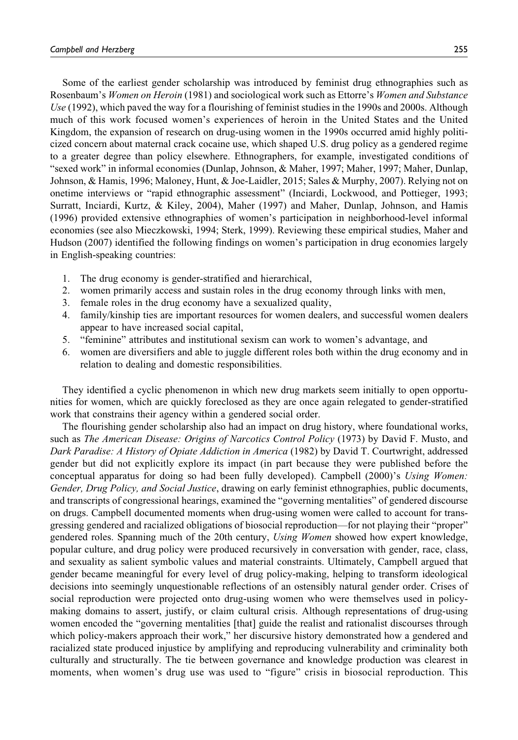Some of the earliest gender scholarship was introduced by feminist drug ethnographies such as Rosenbaum's *Women on Heroin* (1981) and sociological work such as Ettorre's *Women and Substance Use* (1992), which paved the way for a flourishing of feminist studies in the 1990s and 2000s. Although much of this work focused women's experiences of heroin in the United States and the United Kingdom, the expansion of research on drug-using women in the 1990s occurred amid highly politicized concern about maternal crack cocaine use, which shaped U.S. drug policy as a gendered regime to a greater degree than policy elsewhere. Ethnographers, for example, investigated conditions of "sexed work" in informal economies (Dunlap, Johnson, & Maher, 1997; Maher, 1997; Maher, Dunlap, Johnson, & Hamis, 1996; Maloney, Hunt, & Joe-Laidler, 2015; Sales & Murphy, 2007). Relying not on onetime interviews or "rapid ethnographic assessment" (Inciardi, Lockwood, and Pottieger, 1993; Surratt, Inciardi, Kurtz, & Kiley, 2004), Maher (1997) and Maher, Dunlap, Johnson, and Hamis (1996) provided extensive ethnographies of women's participation in neighborhood-level informal economies (see also Mieczkowski, 1994; Sterk, 1999). Reviewing these empirical studies, Maher and Hudson (2007) identified the following findings on women's participation in drug economies largely in English-speaking countries:

1. The drug economy is gender-stratified and hierarchical,
2. women primarily access and sustain roles in the drug economy through links with men,
3. female roles in the drug economy have a sexualized quality,
4. family/kinship ties are important resources for women dealers, and successful women dealers appear to have increased social capital,
5. "feminine" attributes and institutional sexism can work to women's advantage, and
6. women are diversifiers and able to juggle different roles both within the drug economy and in relation to dealing and domestic responsibilities.

They identified a cyclic phenomenon in which new drug markets seem initially to open opportunities for women, which are quickly foreclosed as they are once again relegated to gender-stratified work that constrains their agency within a gendered social order.

The flourishing gender scholarship also had an impact on drug history, where foundational works, such as *The American Disease: Origins of Narcotics Control Policy* (1973) by David F. Musto, and *Dark Paradise: A History of Opiate Addiction in America* (1982) by David T. Courtwright, addressed gender but did not explicitly explore its impact (in part because they were published before the conceptual apparatus for doing so had been fully developed). Campbell (2000)'s *Using Women: Gender, Drug Policy, and Social Justice*, drawing on early feminist ethnographies, public documents, and transcripts of congressional hearings, examined the "governing mentalities" of gendered discourse on drugs. Campbell documented moments when drug-using women were called to account for transgressing gendered and racialized obligations of biosocial reproduction—for not playing their "proper" gendered roles. Spanning much of the 20th century, *Using Women* showed how expert knowledge, popular culture, and drug policy were produced recursively in conversation with gender, race, class, and sexuality as salient symbolic values and material constraints. Ultimately, Campbell argued that gender became meaningful for every level of drug policy-making, helping to transform ideological decisions into seemingly unquestionable reflections of an ostensibly natural gender order. Crises of social reproduction were projected onto drug-using women who were themselves used in policy-making domains to assert, justify, or claim cultural crisis. Although representations of drug-using women encoded the "governing mentalities [that] guide the realist and rationalist discourses through which policy-makers approach their work," her discursive history demonstrated how a gendered and racialized state produced injustice by amplifying and reproducing vulnerability and criminality both culturally and structurally. The tie between governance and knowledge production was clearest in moments, when women's drug use was used to "figure" crisis in biosocial reproduction. This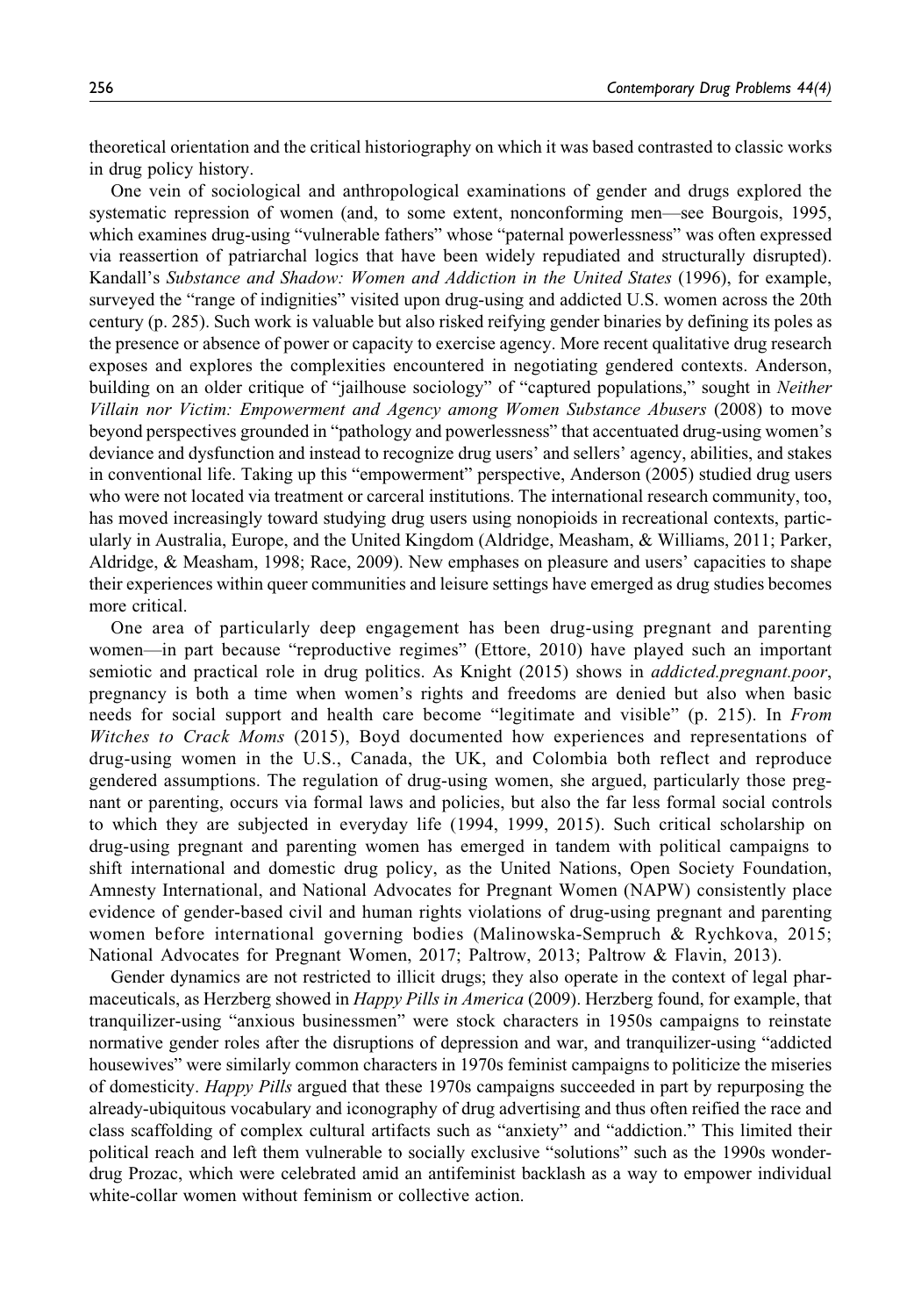theoretical orientation and the critical historiography on which it was based contrasted to classic works in drug policy history.

One vein of sociological and anthropological examinations of gender and drugs explored the systematic repression of women (and, to some extent, nonconforming men—see Bourgois, 1995, which examines drug-using "vulnerable fathers" whose "paternal powerlessness" was often expressed via reassertion of patriarchal logics that have been widely repudiated and structurally disrupted). Kandall's *Substance and Shadow: Women and Addiction in the United States* (1996), for example, surveyed the "range of indignities" visited upon drug-using and addicted U.S. women across the 20th century (p. 285). Such work is valuable but also risked reifying gender binaries by defining its poles as the presence or absence of power or capacity to exercise agency. More recent qualitative drug research exposes and explores the complexities encountered in negotiating gendered contexts. Anderson, building on an older critique of "jailhouse sociology" of "captured populations," sought in *Neither Villain nor Victim: Empowerment and Agency among Women Substance Abusers* (2008) to move beyond perspectives grounded in "pathology and powerlessness" that accentuated drug-using women's deviance and dysfunction and instead to recognize drug users' and sellers' agency, abilities, and stakes in conventional life. Taking up this "empowerment" perspective, Anderson (2005) studied drug users who were not located via treatment or carceral institutions. The international research community, too, has moved increasingly toward studying drug users using nonopioids in recreational contexts, particularly in Australia, Europe, and the United Kingdom (Aldridge, Measham, & Williams, 2011; Parker, Aldridge, & Measham, 1998; Race, 2009). New emphases on pleasure and users' capacities to shape their experiences within queer communities and leisure settings have emerged as drug studies becomes more critical.

One area of particularly deep engagement has been drug-using pregnant and parenting women—in part because "reproductive regimes" (Ettore, 2010) have played such an important semiotic and practical role in drug politics. As Knight (2015) shows in *addicted.pregnant.poor*, pregnancy is both a time when women's rights and freedoms are denied but also when basic needs for social support and health care become "legitimate and visible" (p. 215). In *From Witches to Crack Moms* (2015), Boyd documented how experiences and representations of drug-using women in the U.S., Canada, the UK, and Colombia both reflect and reproduce gendered assumptions. The regulation of drug-using women, she argued, particularly those pregnant or parenting, occurs via formal laws and policies, but also the far less formal social controls to which they are subjected in everyday life (1994, 1999, 2015). Such critical scholarship on drug-using pregnant and parenting women has emerged in tandem with political campaigns to shift international and domestic drug policy, as the United Nations, Open Society Foundation, Amnesty International, and National Advocates for Pregnant Women (NAPW) consistently place evidence of gender-based civil and human rights violations of drug-using pregnant and parenting women before international governing bodies (Malinowska-Sempruch & Rychkova, 2015; National Advocates for Pregnant Women, 2017; Paltrow, 2013; Paltrow & Flavin, 2013).

Gender dynamics are not restricted to illicit drugs; they also operate in the context of legal pharmaceuticals, as Herzberg showed in *Happy Pills in America* (2009). Herzberg found, for example, that tranquilizer-using "anxious businessmen" were stock characters in 1950s campaigns to reinstate normative gender roles after the disruptions of depression and war, and tranquilizer-using "addicted housewives" were similarly common characters in 1970s feminist campaigns to politicize the miseries of domesticity. *Happy Pills* argued that these 1970s campaigns succeeded in part by repurposing the already-ubiquitous vocabulary and iconography of drug advertising and thus often reified the race and class scaffolding of complex cultural artifacts such as "anxiety" and "addiction." This limited their political reach and left them vulnerable to socially exclusive "solutions" such as the 1990s wonder-drug Prozac, which were celebrated amid an antifeminist backlash as a way to empower individual white-collar women without feminism or collective action.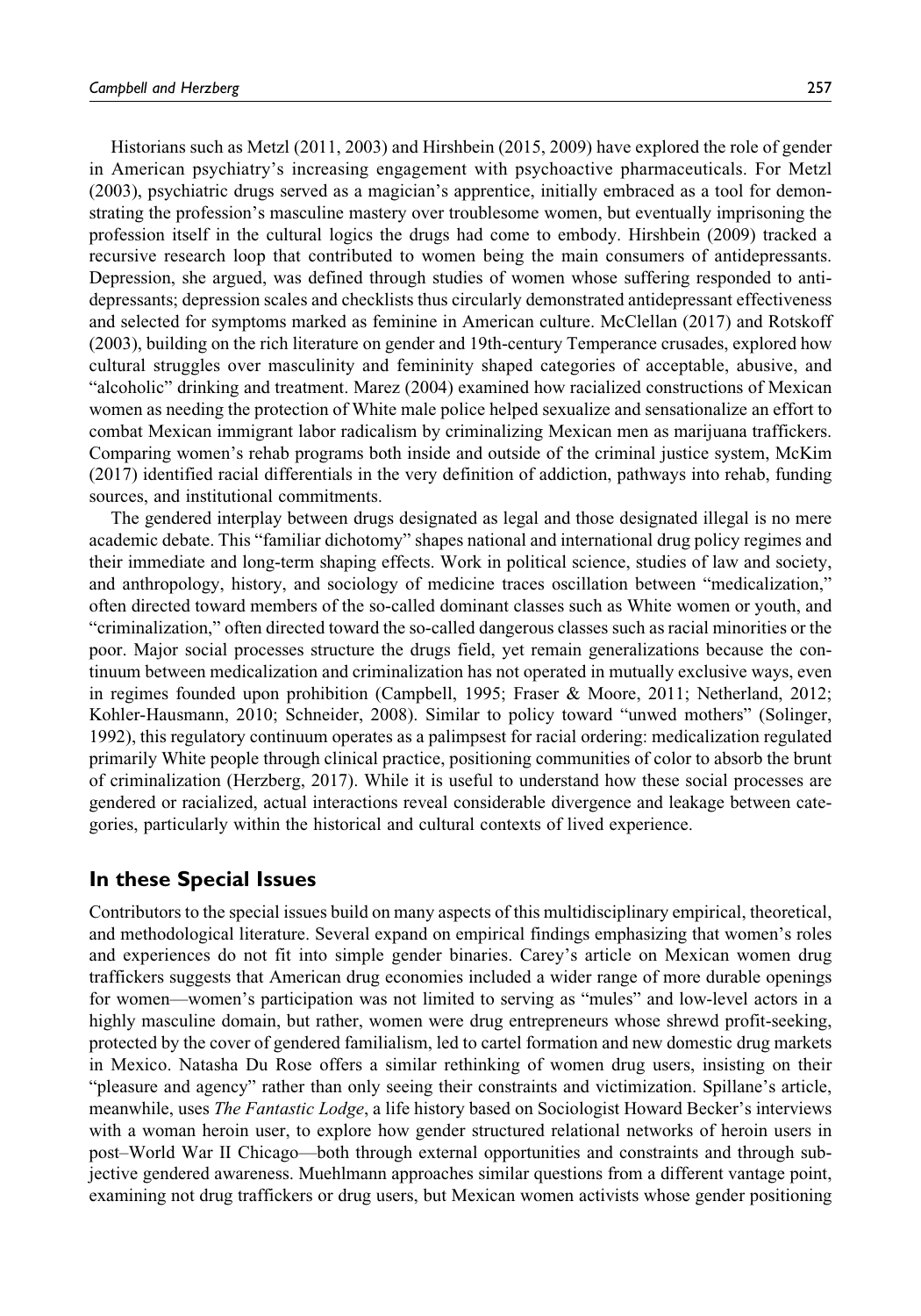Historians such as Metzl (2011, 2003) and Hirshbein (2015, 2009) have explored the role of gender in American psychiatry's increasing engagement with psychoactive pharmaceuticals. For Metzl (2003), psychiatric drugs served as a magician's apprentice, initially embraced as a tool for demonstrating the profession's masculine mastery over troublesome women, but eventually imprisoning the profession itself in the cultural logics the drugs had come to embody. Hirshbein (2009) tracked a recursive research loop that contributed to women being the main consumers of antidepressants. Depression, she argued, was defined through studies of women whose suffering responded to antidepressants; depression scales and checklists thus circularly demonstrated antidepressant effectiveness and selected for symptoms marked as feminine in American culture. McClellan (2017) and Rotskoff (2003), building on the rich literature on gender and 19th-century Temperance crusades, explored how cultural struggles over masculinity and femininity shaped categories of acceptable, abusive, and "alcoholic" drinking and treatment. Marez (2004) examined how racialized constructions of Mexican women as needing the protection of White male police helped sexualize and sensationalize an effort to combat Mexican immigrant labor radicalism by criminalizing Mexican men as marijuana traffickers. Comparing women's rehab programs both inside and outside of the criminal justice system, McKim (2017) identified racial differentials in the very definition of addiction, pathways into rehab, funding sources, and institutional commitments.

The gendered interplay between drugs designated as legal and those designated illegal is no mere academic debate. This "familiar dichotomy" shapes national and international drug policy regimes and their immediate and long-term shaping effects. Work in political science, studies of law and society, and anthropology, history, and sociology of medicine traces oscillation between "medicalization," often directed toward members of the so-called dominant classes such as White women or youth, and "criminalization," often directed toward the so-called dangerous classes such as racial minorities or the poor. Major social processes structure the drugs field, yet remain generalizations because the continuum between medicalization and criminalization has not operated in mutually exclusive ways, even in regimes founded upon prohibition (Campbell, 1995; Fraser & Moore, 2011; Netherland, 2012; Kohler-Hausmann, 2010; Schneider, 2008). Similar to policy toward "unwed mothers" (Solinger, 1992), this regulatory continuum operates as a palimpsest for racial ordering: medicalization regulated primarily White people through clinical practice, positioning communities of color to absorb the brunt of criminalization (Herzberg, 2017). While it is useful to understand how these social processes are gendered or racialized, actual interactions reveal considerable divergence and leakage between categories, particularly within the historical and cultural contexts of lived experience.

## In these Special Issues

Contributors to the special issues build on many aspects of this multidisciplinary empirical, theoretical, and methodological literature. Several expand on empirical findings emphasizing that women's roles and experiences do not fit into simple gender binaries. Carey's article on Mexican women drug traffickers suggests that American drug economies included a wider range of more durable openings for women—women's participation was not limited to serving as "mules" and low-level actors in a highly masculine domain, but rather, women were drug entrepreneurs whose shrewd profit-seeking, protected by the cover of gendered familialism, led to cartel formation and new domestic drug markets in Mexico. Natasha Du Rose offers a similar rethinking of women drug users, insisting on their "pleasure and agency" rather than only seeing their constraints and victimization. Spillane's article, meanwhile, uses *The Fantastic Lodge*, a life history based on Sociologist Howard Becker's interviews with a woman heroin user, to explore how gender structured relational networks of heroin users in post–World War II Chicago—both through external opportunities and constraints and through subjective gendered awareness. Muehlmann approaches similar questions from a different vantage point, examining not drug traffickers or drug users, but Mexican women activists whose gender positioning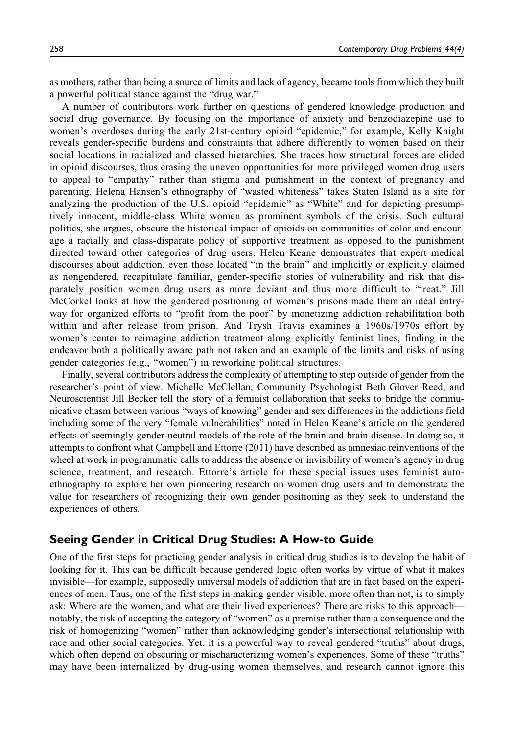as mothers, rather than being a source of limits and lack of agency, became tools from which they built a powerful political stance against the "drug war."

A number of contributors work further on questions of gendered knowledge production and social drug governance. By focusing on the importance of anxiety and benzodiazepine use to women's overdoses during the early 21st-century opioid "epidemic," for example, Kelly Knight reveals gender-specific burdens and constraints that adhere differently to women based on their social locations in racialized and classed hierarchies. She traces how structural forces are elided in opioid discourses, thus erasing the uneven opportunities for more privileged women drug users to appeal to "empathy" rather than stigma and punishment in the context of pregnancy and parenting. Helena Hansen's ethnography of "wasted whiteness" takes Staten Island as a site for analyzing the production of the U.S. opioid "epidemic" as "White" and for depicting presumptively innocent, middle-class White women as prominent symbols of the crisis. Such cultural politics, she argues, obscure the historical impact of opioids on communities of color and encourage a racially and class-disparate policy of supportive treatment as opposed to the punishment directed toward other categories of drug users. Helen Keane demonstrates that expert medical discourses about addiction, even those located "in the brain" and implicitly or explicitly claimed as nongendered, recapitulate familiar, gender-specific stories of vulnerability and risk that disparately position women drug users as more deviant and thus more difficult to "treat." Jill McCorkel looks at how the gendered positioning of women's prisons made them an ideal entryway for organized efforts to "profit from the poor" by monetizing addiction rehabilitation both within and after release from prison. And Trysh Travis examines a 1960s/1970s effort by women's center to reimagine addiction treatment along explicitly feminist lines, finding in the endeavor both a politically aware path not taken and an example of the limits and risks of using gender categories (e.g., "women") in reworking political structures.

Finally, several contributors address the complexity of attempting to step outside of gender from the researcher's point of view. Michelle McClellan, Community Psychologist Beth Glover Reed, and Neuroscientist Jill Becker tell the story of a feminist collaboration that seeks to bridge the communicative chasm between various "ways of knowing" gender and sex differences in the addictions field including some of the very "female vulnerabilities" noted in Helen Keane's article on the gendered effects of seemingly gender-neutral models of the role of the brain and brain disease. In doing so, it attempts to confront what Campbell and Ettorre (2011) have described as amnesiac reinventions of the wheel at work in programmatic calls to address the absence or invisibility of women's agency in drug science, treatment, and research. Ettorre's article for these special issues uses feminist autoethnography to explore her own pioneering research on women drug users and to demonstrate the value for researchers of recognizing their own gender positioning as they seek to understand the experiences of others.

## Seeing Gender in Critical Drug Studies: A How-to Guide

One of the first steps for practicing gender analysis in critical drug studies is to develop the habit of looking for it. This can be difficult because gendered logic often works by virtue of what it makes invisible—for example, supposedly universal models of addiction that are in fact based on the experiences of men. Thus, one of the first steps in making gender visible, more often than not, is to simply ask: Where are the women, and what are their lived experiences? There are risks to this approach—notably, the risk of accepting the category of "women" as a premise rather than a consequence and the risk of homogenizing "women" rather than acknowledging gender's intersectional relationship with race and other social categories. Yet, it is a powerful way to reveal gendered "truths" about drugs, which often depend on obscuring or mischaracterizing women's experiences. Some of these "truths" may have been internalized by drug-using women themselves, and research cannot ignore this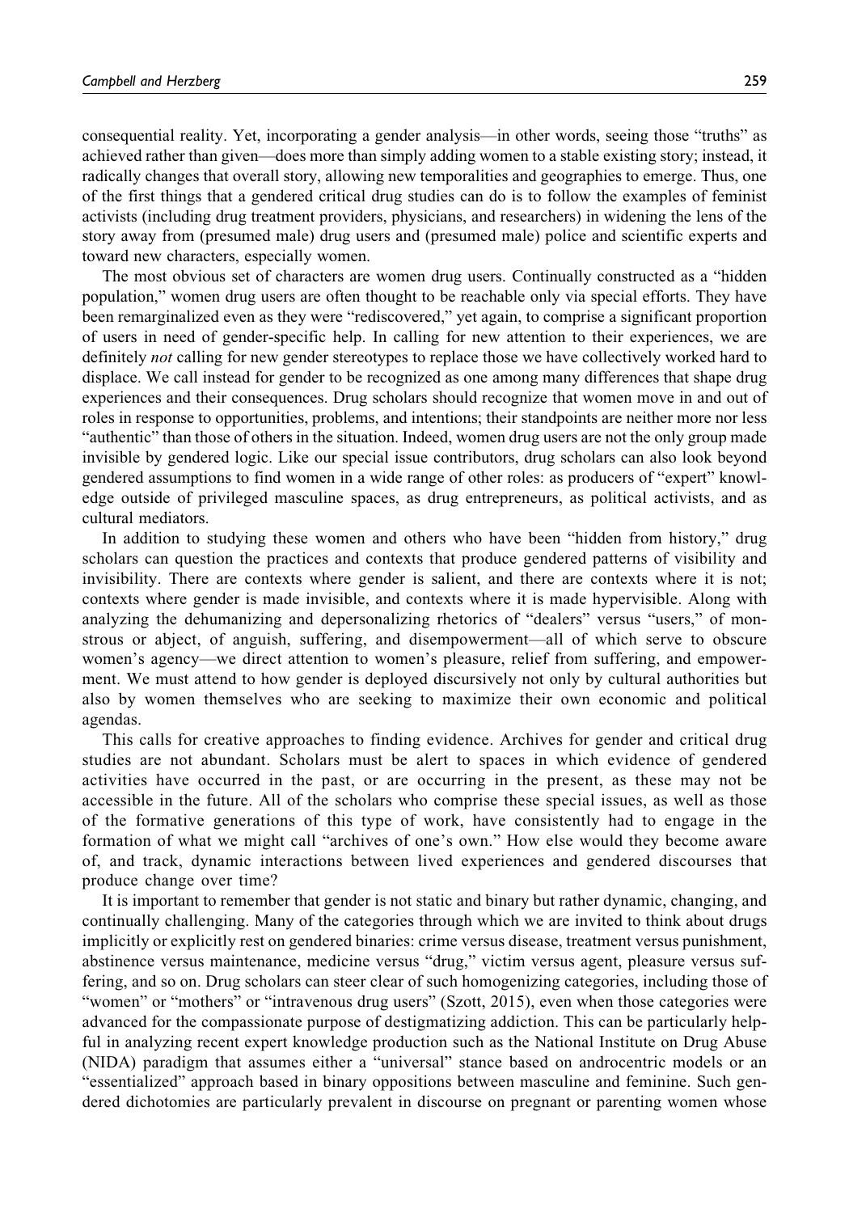consequential reality. Yet, incorporating a gender analysis—in other words, seeing those "truths" as achieved rather than given—does more than simply adding women to a stable existing story; instead, it radically changes that overall story, allowing new temporalities and geographies to emerge. Thus, one of the first things that a gendered critical drug studies can do is to follow the examples of feminist activists (including drug treatment providers, physicians, and researchers) in widening the lens of the story away from (presumed male) drug users and (presumed male) police and scientific experts and toward new characters, especially women.

The most obvious set of characters are women drug users. Continually constructed as a "hidden population," women drug users are often thought to be reachable only via special efforts. They have been remarginalized even as they were "rediscovered," yet again, to comprise a significant proportion of users in need of gender-specific help. In calling for new attention to their experiences, we are definitely *not* calling for new gender stereotypes to replace those we have collectively worked hard to displace. We call instead for gender to be recognized as one among many differences that shape drug experiences and their consequences. Drug scholars should recognize that women move in and out of roles in response to opportunities, problems, and intentions; their standpoints are neither more nor less "authentic" than those of others in the situation. Indeed, women drug users are not the only group made invisible by gendered logic. Like our special issue contributors, drug scholars can also look beyond gendered assumptions to find women in a wide range of other roles: as producers of "expert" knowledge outside of privileged masculine spaces, as drug entrepreneurs, as political activists, and as cultural mediators.

In addition to studying these women and others who have been "hidden from history," drug scholars can question the practices and contexts that produce gendered patterns of visibility and invisibility. There are contexts where gender is salient, and there are contexts where it is not; contexts where gender is made invisible, and contexts where it is made hypervisible. Along with analyzing the dehumanizing and depersonalizing rhetorics of "dealers" versus "users," of monstrous or abject, of anguish, suffering, and disempowerment—all of which serve to obscure women's agency—we direct attention to women's pleasure, relief from suffering, and empowerment. We must attend to how gender is deployed discursively not only by cultural authorities but also by women themselves who are seeking to maximize their own economic and political agendas.

This calls for creative approaches to finding evidence. Archives for gender and critical drug studies are not abundant. Scholars must be alert to spaces in which evidence of gendered activities have occurred in the past, or are occurring in the present, as these may not be accessible in the future. All of the scholars who comprise these special issues, as well as those of the formative generations of this type of work, have consistently had to engage in the formation of what we might call "archives of one's own." How else would they become aware of, and track, dynamic interactions between lived experiences and gendered discourses that produce change over time?

It is important to remember that gender is not static and binary but rather dynamic, changing, and continually challenging. Many of the categories through which we are invited to think about drugs implicitly or explicitly rest on gendered binaries: crime versus disease, treatment versus punishment, abstinence versus maintenance, medicine versus "drug," victim versus agent, pleasure versus suffering, and so on. Drug scholars can steer clear of such homogenizing categories, including those of "women" or "mothers" or "intravenous drug users" (Szott, 2015), even when those categories were advanced for the compassionate purpose of destigmatizing addiction. This can be particularly helpful in analyzing recent expert knowledge production such as the National Institute on Drug Abuse (NIDA) paradigm that assumes either a "universal" stance based on androcentric models or an "essentialized" approach based in binary oppositions between masculine and feminine. Such gendered dichotomies are particularly prevalent in discourse on pregnant or parenting women whose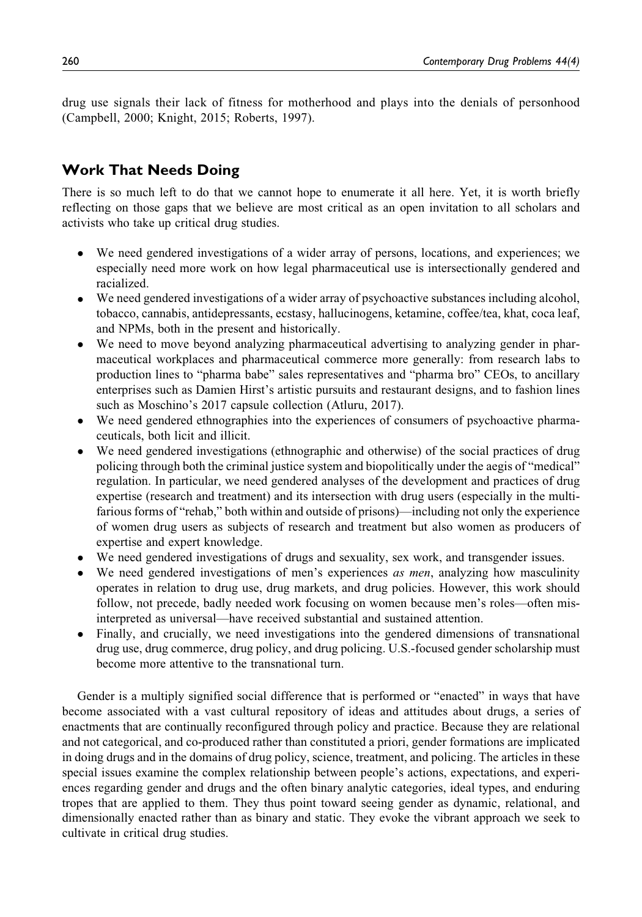drug use signals their lack of fitness for motherhood and plays into the denials of personhood (Campbell, 2000; Knight, 2015; Roberts, 1997).

## Work That Needs Doing

There is so much left to do that we cannot hope to enumerate it all here. Yet, it is worth briefly reflecting on those gaps that we believe are most critical as an open invitation to all scholars and activists who take up critical drug studies.

- We need gendered investigations of a wider array of persons, locations, and experiences; we especially need more work on how legal pharmaceutical use is intersectionally gendered and racialized.
- We need gendered investigations of a wider array of psychoactive substances including alcohol, tobacco, cannabis, antidepressants, ecstasy, hallucinogens, ketamine, coffee/tea, khat, coca leaf, and NPMs, both in the present and historically.
- We need to move beyond analyzing pharmaceutical advertising to analyzing gender in pharmaceutical workplaces and pharmaceutical commerce more generally: from research labs to production lines to "pharma babe" sales representatives and "pharma bro" CEOs, to ancillary enterprises such as Damien Hirst's artistic pursuits and restaurant designs, and to fashion lines such as Moschino's 2017 capsule collection (Atluru, 2017).
- We need gendered ethnographies into the experiences of consumers of psychoactive pharmaceuticals, both licit and illicit.
- We need gendered investigations (ethnographic and otherwise) of the social practices of drug policing through both the criminal justice system and biopolitically under the aegis of "medical" regulation. In particular, we need gendered analyses of the development and practices of drug expertise (research and treatment) and its intersection with drug users (especially in the multifarious forms of "rehab," both within and outside of prisons)—including not only the experience of women drug users as subjects of research and treatment but also women as producers of expertise and expert knowledge.
- We need gendered investigations of drugs and sexuality, sex work, and transgender issues.
- We need gendered investigations of men's experiences *as men*, analyzing how masculinity operates in relation to drug use, drug markets, and drug policies. However, this work should follow, not precede, badly needed work focusing on women because men's roles—often misinterpreted as universal—have received substantial and sustained attention.
- Finally, and crucially, we need investigations into the gendered dimensions of transnational drug use, drug commerce, drug policy, and drug policing. U.S.-focused gender scholarship must become more attentive to the transnational turn.

Gender is a multiply signified social difference that is performed or "enacted" in ways that have become associated with a vast cultural repository of ideas and attitudes about drugs, a series of enactments that are continually reconfigured through policy and practice. Because they are relational and not categorical, and co-produced rather than constituted a priori, gender formations are implicated in doing drugs and in the domains of drug policy, science, treatment, and policing. The articles in these special issues examine the complex relationship between people's actions, expectations, and experiences regarding gender and drugs and the often binary analytic categories, ideal types, and enduring tropes that are applied to them. They thus point toward seeing gender as dynamic, relational, and dimensionally enacted rather than as binary and static. They evoke the vibrant approach we seek to cultivate in critical drug studies.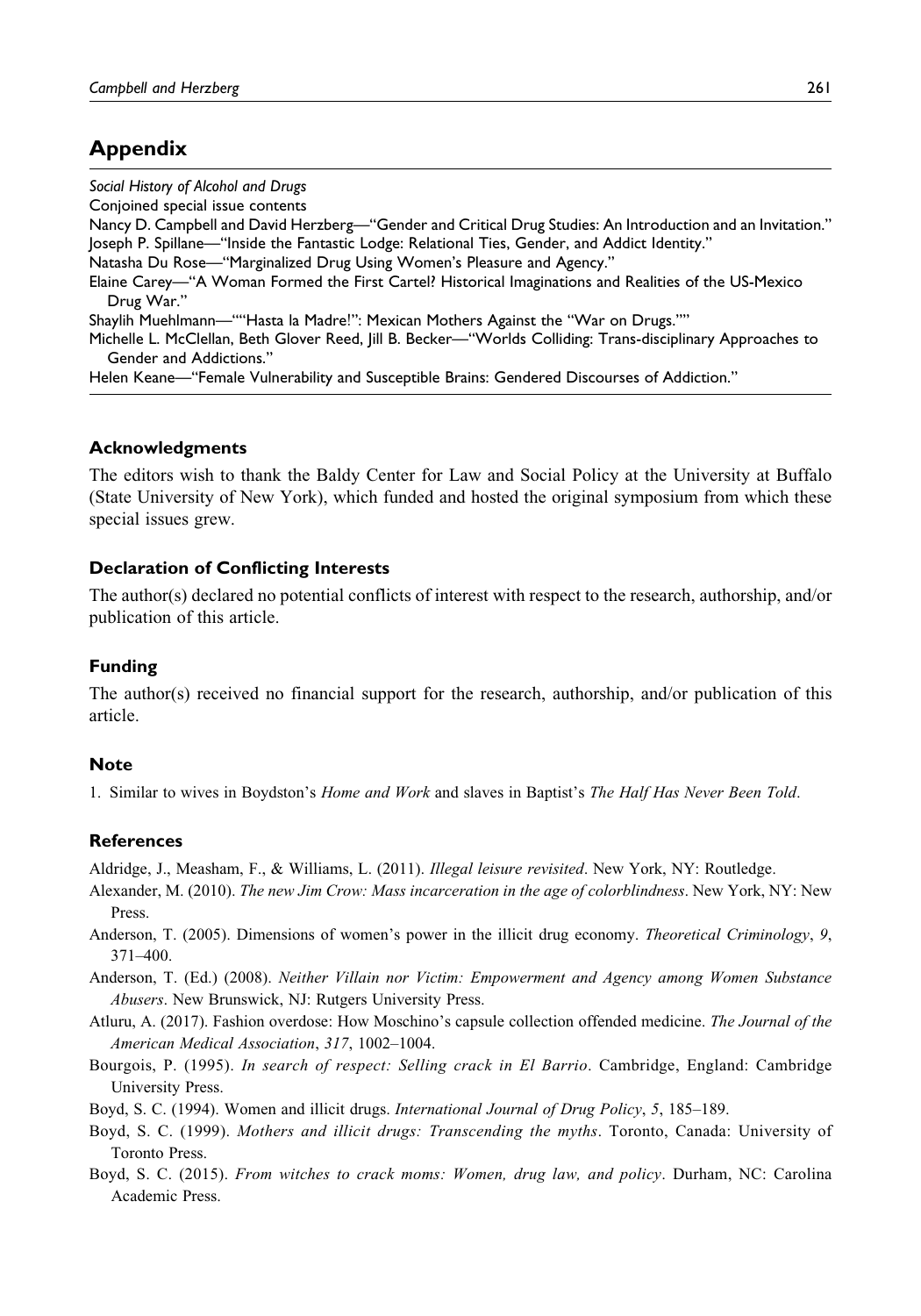## Appendix

*Social History of Alcohol and Drugs*
Conjoined special issue contents
Nancy D. Campbell and David Herzberg—"Gender and Critical Drug Studies: An Introduction and an Invitation."
Joseph P. Spillane—"Inside the Fantastic Lodge: Relational Ties, Gender, and Addict Identity."
Natasha Du Rose—"Marginalized Drug Using Women's Pleasure and Agency."
Elaine Carey—"A Woman Formed the First Cartel? Historical Imaginations and Realities of the US-Mexico Drug War."
Shaylih Muehlmann—""Hasta la Madre!": Mexican Mothers Against the "War on Drugs.""
Michelle L. McClellan, Beth Glover Reed, Jill B. Becker—"Worlds Colliding: Trans-disciplinary Approaches to Gender and Addictions."
Helen Keane—"Female Vulnerability and Susceptible Brains: Gendered Discourses of Addiction."

### Acknowledgments

The editors wish to thank the Baldy Center for Law and Social Policy at the University at Buffalo (State University of New York), which funded and hosted the original symposium from which these special issues grew.

### Declaration of Conflicting Interests

The author(s) declared no potential conflicts of interest with respect to the research, authorship, and/or publication of this article.

### Funding

The author(s) received no financial support for the research, authorship, and/or publication of this article.

### Note

1. Similar to wives in Boydston's *Home and Work* and slaves in Baptist's *The Half Has Never Been Told*.

### References

Aldridge, J., Measham, F., & Williams, L. (2011). *Illegal leisure revisited*. New York, NY: Routledge.

Alexander, M. (2010). *The new Jim Crow: Mass incarceration in the age of colorblindness*. New York, NY: New Press.

Anderson, T. (2005). Dimensions of women's power in the illicit drug economy. *Theoretical Criminology*, *9*, 371–400.

Anderson, T. (Ed.) (2008). *Neither Villain nor Victim: Empowerment and Agency among Women Substance Abusers*. New Brunswick, NJ: Rutgers University Press.

Atluru, A. (2017). Fashion overdose: How Moschino's capsule collection offended medicine. *The Journal of the American Medical Association*, *317*, 1002–1004.

Bourgois, P. (1995). *In search of respect: Selling crack in El Barrio*. Cambridge, England: Cambridge University Press.

Boyd, S. C. (1994). Women and illicit drugs. *International Journal of Drug Policy*, *5*, 185–189.

Boyd, S. C. (1999). *Mothers and illicit drugs: Transcending the myths*. Toronto, Canada: University of Toronto Press.

Boyd, S. C. (2015). *From witches to crack moms: Women, drug law, and policy*. Durham, NC: Carolina Academic Press.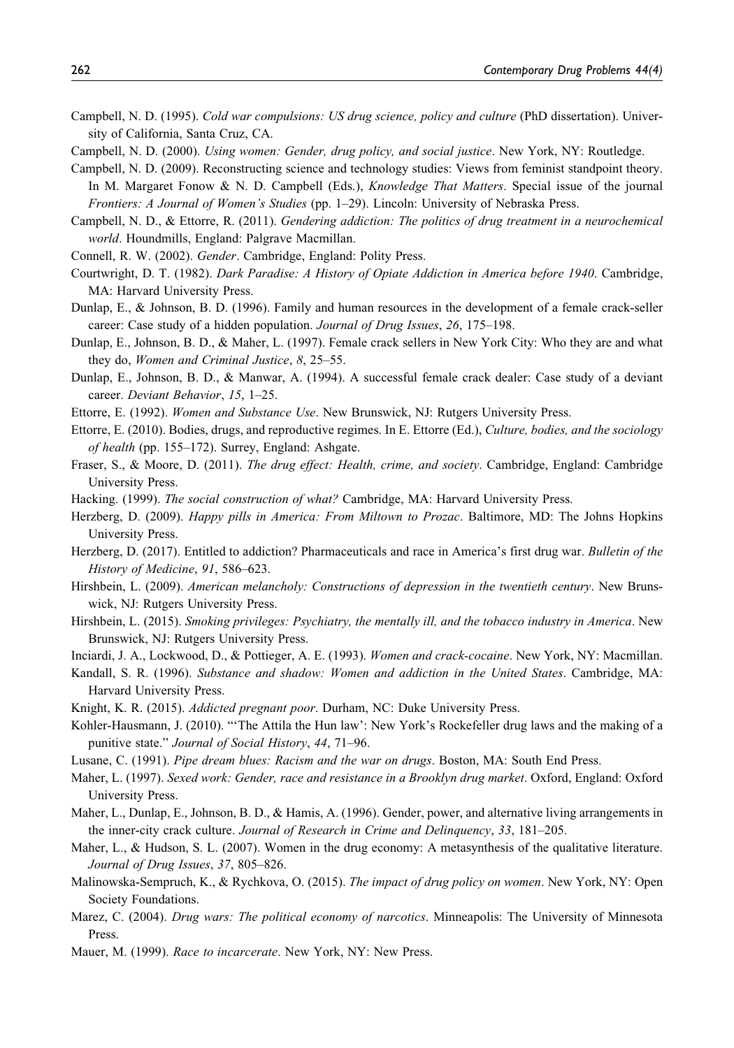Campbell, N. D. (1995). *Cold war compulsions: US drug science, policy and culture* (PhD dissertation). University of California, Santa Cruz, CA.

Campbell, N. D. (2000). *Using women: Gender, drug policy, and social justice*. New York, NY: Routledge.

Campbell, N. D. (2009). Reconstructing science and technology studies: Views from feminist standpoint theory. In M. Margaret Fonow & N. D. Campbell (Eds.), *Knowledge That Matters*. Special issue of the journal *Frontiers: A Journal of Women's Studies* (pp. 1–29). Lincoln: University of Nebraska Press.

Campbell, N. D., & Ettorre, R. (2011). *Gendering addiction: The politics of drug treatment in a neurochemical world*. Houndmills, England: Palgrave Macmillan.

Connell, R. W. (2002). *Gender*. Cambridge, England: Polity Press.

Courtwright, D. T. (1982). *Dark Paradise: A History of Opiate Addiction in America before 1940*. Cambridge, MA: Harvard University Press.

Dunlap, E., & Johnson, B. D. (1996). Family and human resources in the development of a female crack-seller career: Case study of a hidden population. *Journal of Drug Issues*, *26*, 175–198.

Dunlap, E., Johnson, B. D., & Maher, L. (1997). Female crack sellers in New York City: Who they are and what they do, *Women and Criminal Justice*, *8*, 25–55.

Dunlap, E., Johnson, B. D., & Manwar, A. (1994). A successful female crack dealer: Case study of a deviant career. *Deviant Behavior*, *15*, 1–25.

Ettorre, E. (1992). *Women and Substance Use*. New Brunswick, NJ: Rutgers University Press.

Ettorre, E. (2010). Bodies, drugs, and reproductive regimes. In E. Ettorre (Ed.), *Culture, bodies, and the sociology of health* (pp. 155–172). Surrey, England: Ashgate.

Fraser, S., & Moore, D. (2011). *The drug effect: Health, crime, and society*. Cambridge, England: Cambridge University Press.

Hacking. (1999). *The social construction of what?* Cambridge, MA: Harvard University Press.

Herzberg, D. (2009). *Happy pills in America: From Miltown to Prozac*. Baltimore, MD: The Johns Hopkins University Press.

Herzberg, D. (2017). Entitled to addiction? Pharmaceuticals and race in America's first drug war. *Bulletin of the History of Medicine*, *91*, 586–623.

Hirshbein, L. (2009). *American melancholy: Constructions of depression in the twentieth century*. New Brunswick, NJ: Rutgers University Press.

Hirshbein, L. (2015). *Smoking privileges: Psychiatry, the mentally ill, and the tobacco industry in America*. New Brunswick, NJ: Rutgers University Press.

Inciardi, J. A., Lockwood, D., & Pottieger, A. E. (1993). *Women and crack-cocaine*. New York, NY: Macmillan.

Kandall, S. R. (1996). *Substance and shadow: Women and addiction in the United States*. Cambridge, MA: Harvard University Press.

Knight, K. R. (2015). *Addicted pregnant poor*. Durham, NC: Duke University Press.

Kohler-Hausmann, J. (2010). "'The Attila the Hun law': New York's Rockefeller drug laws and the making of a punitive state." *Journal of Social History*, *44*, 71–96.

Lusane, C. (1991). *Pipe dream blues: Racism and the war on drugs*. Boston, MA: South End Press.

Maher, L. (1997). *Sexed work: Gender, race and resistance in a Brooklyn drug market*. Oxford, England: Oxford University Press.

Maher, L., Dunlap, E., Johnson, B. D., & Hamis, A. (1996). Gender, power, and alternative living arrangements in the inner-city crack culture. *Journal of Research in Crime and Delinquency*, *33*, 181–205.

Maher, L., & Hudson, S. L. (2007). Women in the drug economy: A metasynthesis of the qualitative literature. *Journal of Drug Issues*, *37*, 805–826.

Malinowska-Sempruch, K., & Rychkova, O. (2015). *The impact of drug policy on women*. New York, NY: Open Society Foundations.

Marez, C. (2004). *Drug wars: The political economy of narcotics*. Minneapolis: The University of Minnesota Press.

Mauer, M. (1999). *Race to incarcerate*. New York, NY: New Press.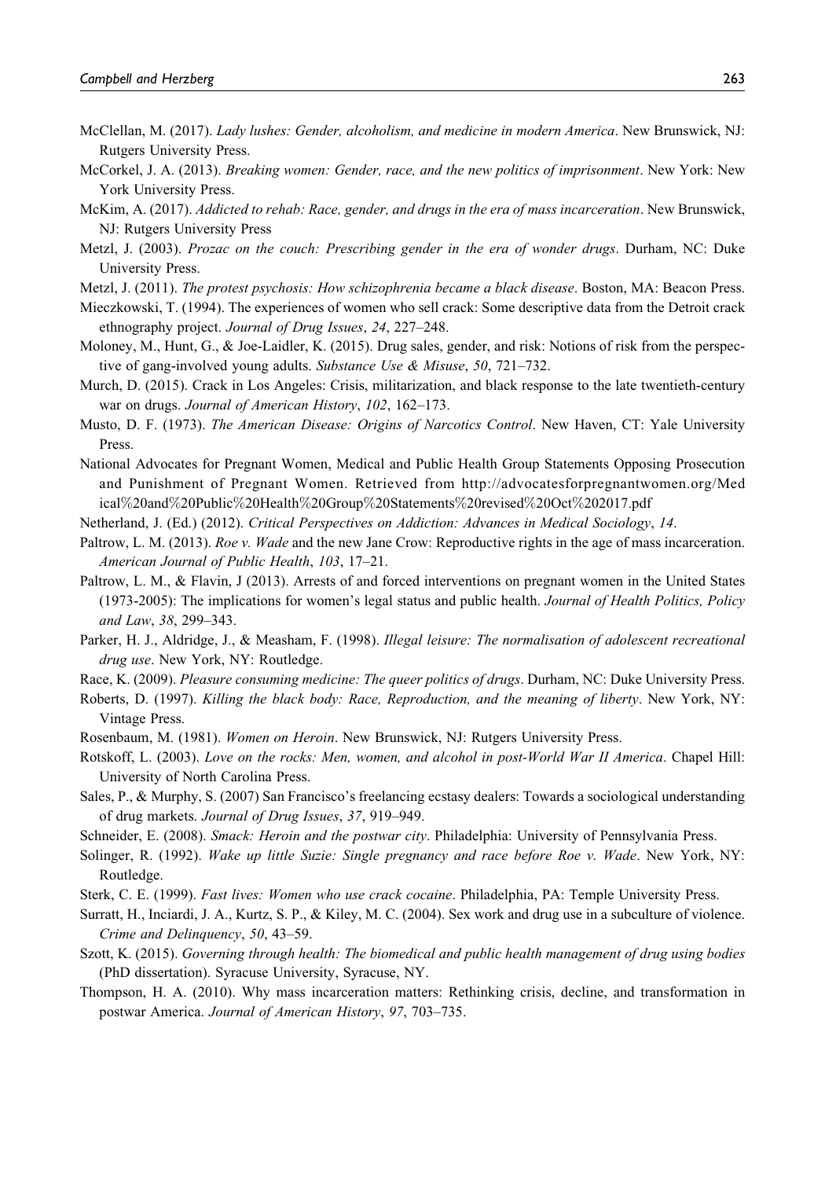McClellan, M. (2017). *Lady lushes: Gender, alcoholism, and medicine in modern America*. New Brunswick, NJ: Rutgers University Press.

McCorkel, J. A. (2013). *Breaking women: Gender, race, and the new politics of imprisonment*. New York: New York University Press.

McKim, A. (2017). *Addicted to rehab: Race, gender, and drugs in the era of mass incarceration*. New Brunswick, NJ: Rutgers University Press

Metzl, J. (2003). *Prozac on the couch: Prescribing gender in the era of wonder drugs*. Durham, NC: Duke University Press.

Metzl, J. (2011). *The protest psychosis: How schizophrenia became a black disease*. Boston, MA: Beacon Press.

Mieczkowski, T. (1994). The experiences of women who sell crack: Some descriptive data from the Detroit crack ethnography project. *Journal of Drug Issues*, *24*, 227–248.

Moloney, M., Hunt, G., & Joe-Laidler, K. (2015). Drug sales, gender, and risk: Notions of risk from the perspective of gang-involved young adults. *Substance Use & Misuse*, *50*, 721–732.

Murch, D. (2015). Crack in Los Angeles: Crisis, militarization, and black response to the late twentieth-century war on drugs. *Journal of American History*, *102*, 162–173.

Musto, D. F. (1973). *The American Disease: Origins of Narcotics Control*. New Haven, CT: Yale University Press.

National Advocates for Pregnant Women, Medical and Public Health Group Statements Opposing Prosecution and Punishment of Pregnant Women. Retrieved from http://advocatesforpregnantwomen.org/Medical%20and%20Public%20Health%20Group%20Statements%20revised%20Oct%202017.pdf

Netherland, J. (Ed.) (2012). *Critical Perspectives on Addiction: Advances in Medical Sociology*, *14*.

Paltrow, L. M. (2013). *Roe v. Wade* and the new Jane Crow: Reproductive rights in the age of mass incarceration. *American Journal of Public Health*, *103*, 17–21.

Paltrow, L. M., & Flavin, J (2013). Arrests of and forced interventions on pregnant women in the United States (1973-2005): The implications for women's legal status and public health. *Journal of Health Politics, Policy and Law*, *38*, 299–343.

Parker, H. J., Aldridge, J., & Measham, F. (1998). *Illegal leisure: The normalisation of adolescent recreational drug use*. New York, NY: Routledge.

Race, K. (2009). *Pleasure consuming medicine: The queer politics of drugs*. Durham, NC: Duke University Press.

Roberts, D. (1997). *Killing the black body: Race, Reproduction, and the meaning of liberty*. New York, NY: Vintage Press.

Rosenbaum, M. (1981). *Women on Heroin*. New Brunswick, NJ: Rutgers University Press.

Rotskoff, L. (2003). *Love on the rocks: Men, women, and alcohol in post-World War II America*. Chapel Hill: University of North Carolina Press.

Sales, P., & Murphy, S. (2007) San Francisco's freelancing ecstasy dealers: Towards a sociological understanding of drug markets. *Journal of Drug Issues*, *37*, 919–949.

Schneider, E. (2008). *Smack: Heroin and the postwar city*. Philadelphia: University of Pennsylvania Press.

Solinger, R. (1992). *Wake up little Suzie: Single pregnancy and race before Roe v. Wade*. New York, NY: Routledge.

Sterk, C. E. (1999). *Fast lives: Women who use crack cocaine*. Philadelphia, PA: Temple University Press.

Surratt, H., Inciardi, J. A., Kurtz, S. P., & Kiley, M. C. (2004). Sex work and drug use in a subculture of violence. *Crime and Delinquency*, *50*, 43–59.

Szott, K. (2015). *Governing through health: The biomedical and public health management of drug using bodies* (PhD dissertation). Syracuse University, Syracuse, NY.

Thompson, H. A. (2010). Why mass incarceration matters: Rethinking crisis, decline, and transformation in postwar America. *Journal of American History*, *97*, 703–735.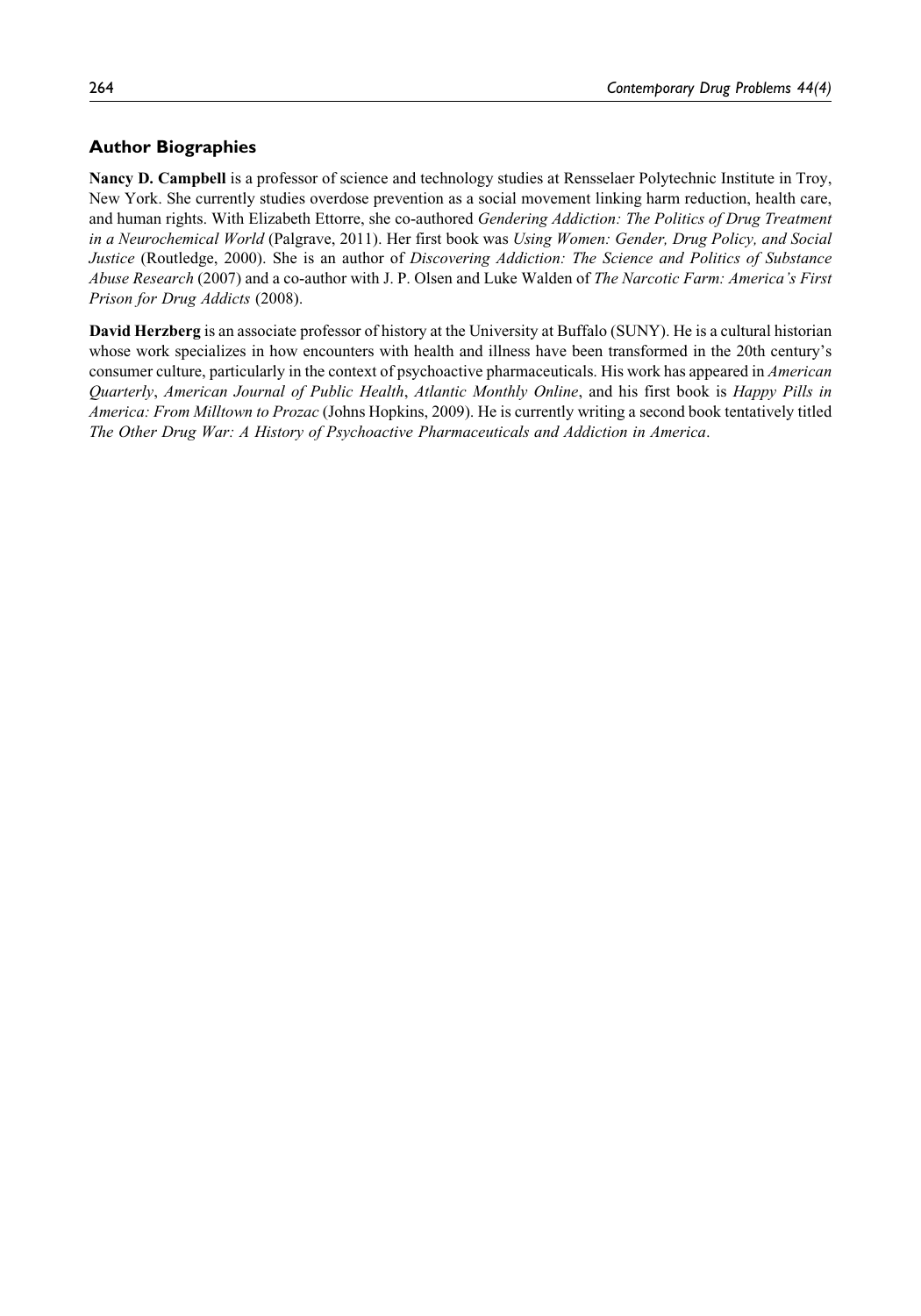## Author Biographies

**Nancy D. Campbell** is a professor of science and technology studies at Rensselaer Polytechnic Institute in Troy, New York. She currently studies overdose prevention as a social movement linking harm reduction, health care, and human rights. With Elizabeth Ettorre, she co-authored *Gendering Addiction: The Politics of Drug Treatment in a Neurochemical World* (Palgrave, 2011). Her first book was *Using Women: Gender, Drug Policy, and Social Justice* (Routledge, 2000). She is an author of *Discovering Addiction: The Science and Politics of Substance Abuse Research* (2007) and a co-author with J. P. Olsen and Luke Walden of *The Narcotic Farm: America's First Prison for Drug Addicts* (2008).

**David Herzberg** is an associate professor of history at the University at Buffalo (SUNY). He is a cultural historian whose work specializes in how encounters with health and illness have been transformed in the 20th century's consumer culture, particularly in the context of psychoactive pharmaceuticals. His work has appeared in *American Quarterly*, *American Journal of Public Health*, *Atlantic Monthly Online*, and his first book is *Happy Pills in America: From Milltown to Prozac* (Johns Hopkins, 2009). He is currently writing a second book tentatively titled *The Other Drug War: A History of Psychoactive Pharmaceuticals and Addiction in America*.